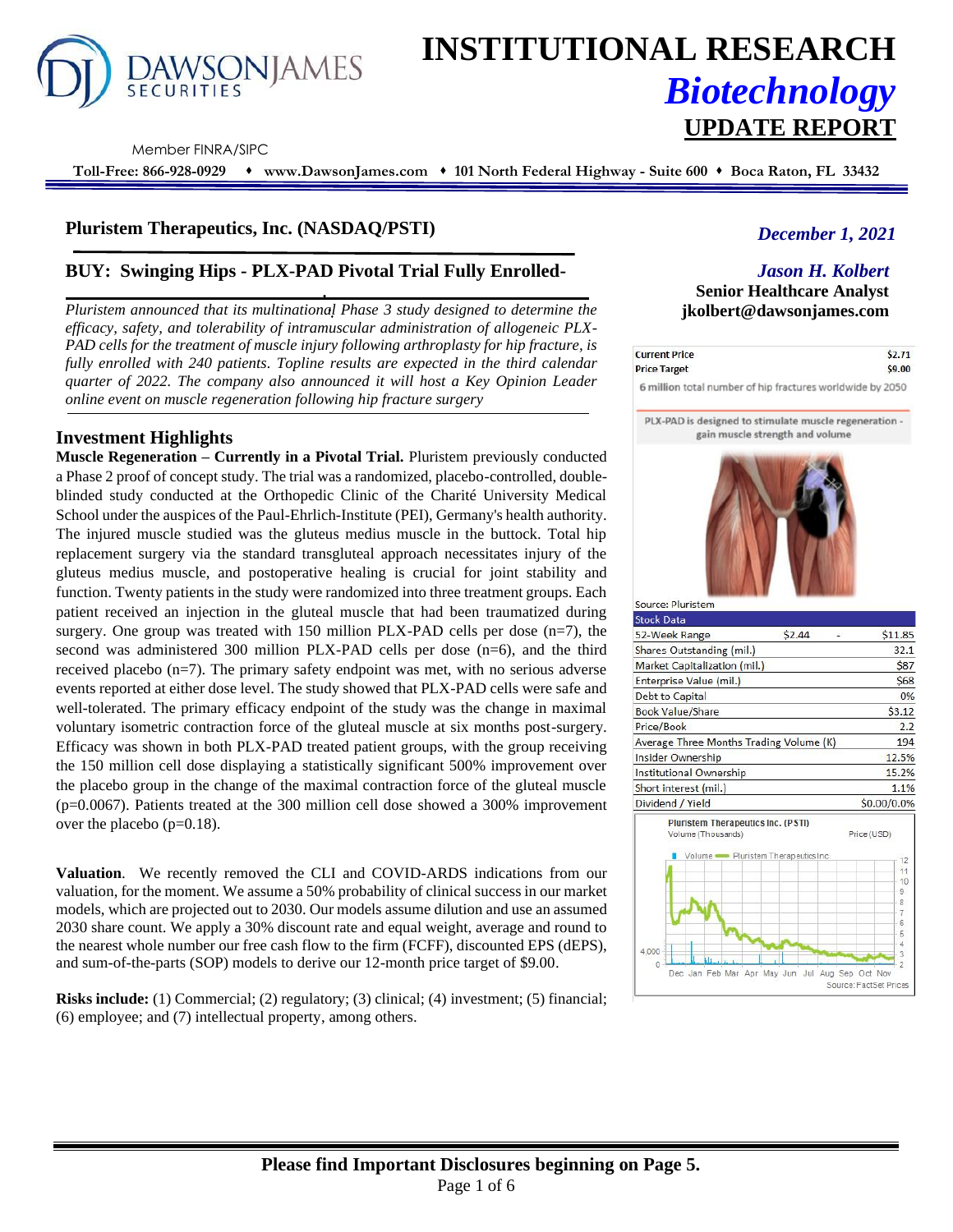# INSTITUTIONAL RESEARCH
## *Biotechnology*
## UPDATE REPORT

Member FINRA/SIPC

**Toll-Free: 866-928-0929 ♦ www.DawsonJames.com ♦ 101 North Federal Highway - Suite 600 ♦ Boca Raton, FL 33432**

## Pluristem Therapeutics, Inc. (NASDAQ/PSTI)

*December 1, 2021*

## BUY: Swinging Hips - PLX-PAD Pivotal Trial Fully Enrolled-

*Jason H. Kolbert*
**Senior Healthcare Analyst**
**jkolbert@dawsonjames.com**

*Pluristem announced that its multinational Phase 3 study designed to determine the efficacy, safety, and tolerability of intramuscular administration of allogeneic PLX-PAD cells for the treatment of muscle injury following arthroplasty for hip fracture, is fully enrolled with 240 patients. Topline results are expected in the third calendar quarter of 2022. The company also announced it will host a Key Opinion Leader online event on muscle regeneration following hip fracture surgery*

### Investment Highlights

**Muscle Regeneration – Currently in a Pivotal Trial.** Pluristem previously conducted a Phase 2 proof of concept study. The trial was a randomized, placebo-controlled, double-blinded study conducted at the Orthopedic Clinic of the Charité University Medical School under the auspices of the Paul-Ehrlich-Institute (PEI), Germany's health authority. The injured muscle studied was the gluteus medius muscle in the buttock. Total hip replacement surgery via the standard transgluteal approach necessitates injury of the gluteus medius muscle, and postoperative healing is crucial for joint stability and function. Twenty patients in the study were randomized into three treatment groups. Each patient received an injection in the gluteal muscle that had been traumatized during surgery. One group was treated with 150 million PLX-PAD cells per dose (n=7), the second was administered 300 million PLX-PAD cells per dose (n=6), and the third received placebo (n=7). The primary safety endpoint was met, with no serious adverse events reported at either dose level. The study showed that PLX-PAD cells were safe and well-tolerated. The primary efficacy endpoint of the study was the change in maximal voluntary isometric contraction force of the gluteal muscle at six months post-surgery. Efficacy was shown in both PLX-PAD treated patient groups, with the group receiving the 150 million cell dose displaying a statistically significant 500% improvement over the placebo group in the change of the maximal contraction force of the gluteal muscle (p=0.0067). Patients treated at the 300 million cell dose showed a 300% improvement over the placebo (p=0.18).

**Valuation**. We recently removed the CLI and COVID-ARDS indications from our valuation, for the moment. We assume a 50% probability of clinical success in our market models, which are projected out to 2030. Our models assume dilution and use an assumed 2030 share count. We apply a 30% discount rate and equal weight, average and round to the nearest whole number our free cash flow to the firm (FCFF), discounted EPS (dEPS), and sum-of-the-parts (SOP) models to derive our 12-month price target of $9.00.

**Risks include:** (1) Commercial; (2) regulatory; (3) clinical; (4) investment; (5) financial; (6) employee; and (7) intellectual property, among others.

| | |
|---|---|
| **Current Price** | $2.71 |
| **Price Target** | $9.00 |

**6 million** total number of hip fractures worldwide by 2050

PLX-PAD is designed to stimulate muscle regeneration - gain muscle strength and volume

Source: Pluristem

| Stock Data | | |
|---|---|---|
| 52-Week Range | $2.44 - | $11.85 |
| Shares Outstanding (mil.) | | 32.1 |
| Market Capitalization (mil.) | | $87 |
| Enterprise Value (mil.) | | $68 |
| Debt to Capital | | 0% |
| Book Value/Share | | $3.12 |
| Price/Book | | 2.2 |
| Average Three Months Trading Volume (K) | | 194 |
| Insider Ownership | | 12.5% |
| Institutional Ownership | | 15.2% |
| Short interest (mil.) | | 1.1% |
| Dividend / Yield | | $0.00/0.0% |

Pluristem Therapeutics Inc. (PSTI)
Source: FactSet Prices

**Please find Important Disclosures beginning on Page 5.**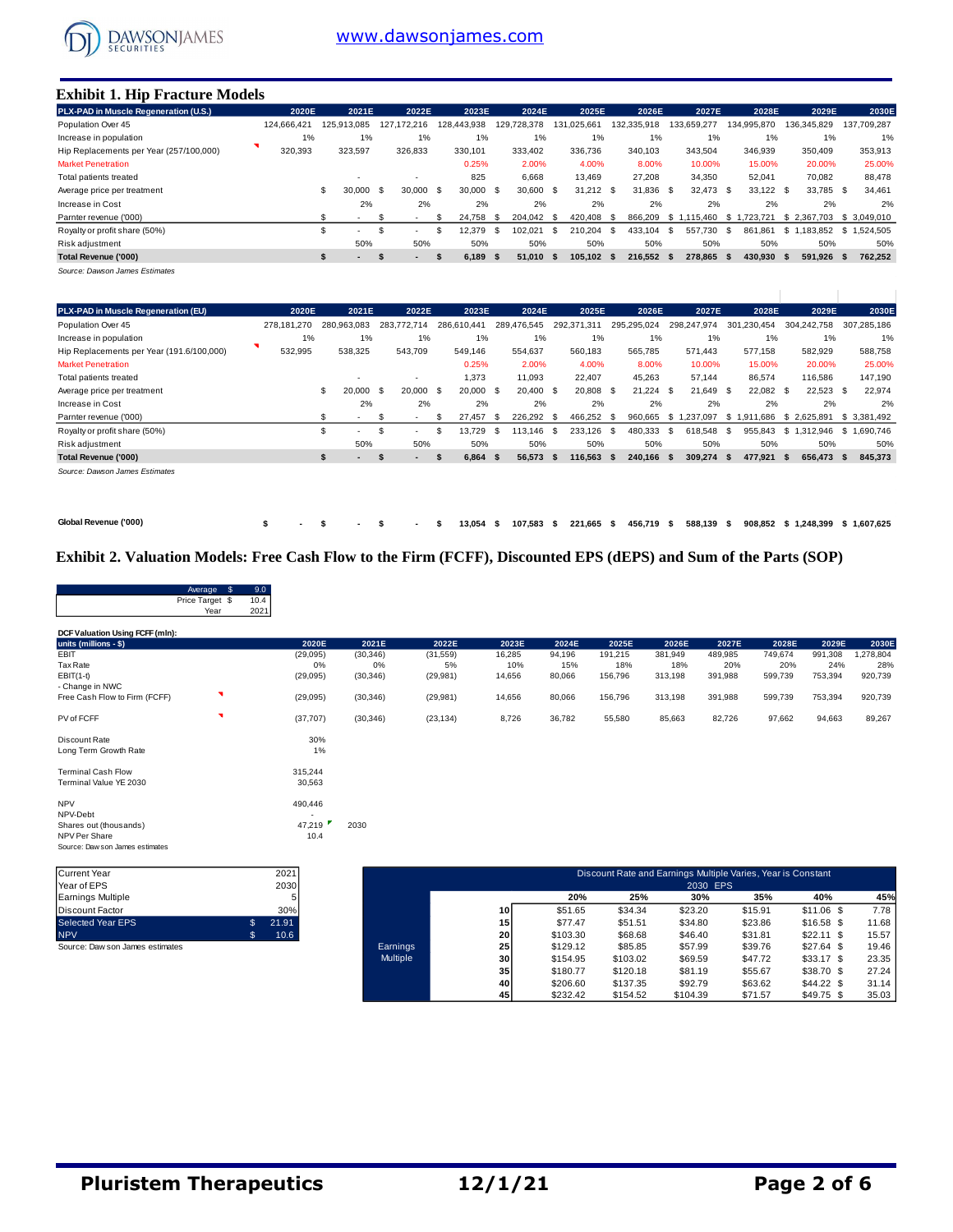# Exhibit 1. Hip Fracture Models

| PLX-PAD in Muscle Regeneration (U.S.) | 2020E | 2021E | 2022E | 2023E | 2024E | 2025E | 2026E | 2027E | 2028E | 2029E | 2030E |
|---|---|---|---|---|---|---|---|---|---|---|---|
| Population Over 45 | 124,666,421 | 125,913,085 | 127,172,216 | 128,443,938 | 129,728,378 | 131,025,661 | 132,335,918 | 133,659,277 | 134,995,870 | 136,345,829 | 137,709,287 |
| Increase in population | 1% | 1% | 1% | 1% | 1% | 1% | 1% | 1% | 1% | 1% | 1% |
| Hip Replacements per Year (257/100,000) | 320,393 | 323,597 | 326,833 | 330,101 | 333,402 | 336,736 | 340,103 | 343,504 | 346,939 | 350,409 | 353,913 |
| Market Penetration | | | | 0.25% | 2.00% | 4.00% | 8.00% | 10.00% | 15.00% | 20.00% | 25.00% |
| Total patients treated | | - | - | 825 | 6,668 | 13,469 | 27,208 | 34,350 | 52,041 | 70,082 | 88,478 |
| Average price per treatment | | $ 30,000 | $ 30,000 | $ 30,000 | $ 30,600 | $ 31,212 | $ 31,836 | $ 32,473 | $ 33,122 | $ 33,785 | $ 34,461 |
| Increase in Cost | | 2% | 2% | 2% | 2% | 2% | 2% | 2% | 2% | 2% | 2% |
| Parnter revenue ('000) | | $ - | $ - | $ 24,758 | $ 204,042 | $ 420,408 | $ 866,209 | $ 1,115,460 | $ 1,723,721 | $ 2,367,703 | $ 3,049,010 |
| Royalty or profit share (50%) | | $ - | $ - | $ 12,379 | $ 102,021 | $ 210,204 | $ 433,104 | $ 557,730 | $ 861,861 | $ 1,183,852 | $ 1,524,505 |
| Risk adjustment | | 50% | 50% | 50% | 50% | 50% | 50% | 50% | 50% | 50% | 50% |
| **Total Revenue ('000)** | | **$ -** | **$ -** | **$ 6,189** | **$ 51,010** | **$ 105,102** | **$ 216,552** | **$ 278,865** | **$ 430,930** | **$ 591,926** | **$ 762,252** |

*Source: Dawson James Estimates*

| PLX-PAD in Muscle Regeneration (EU) | 2020E | 2021E | 2022E | 2023E | 2024E | 2025E | 2026E | 2027E | 2028E | 2029E | 2030E |
|---|---|---|---|---|---|---|---|---|---|---|---|
| Population Over 45 | 278,181,270 | 280,963,083 | 283,772,714 | 286,610,441 | 289,476,545 | 292,371,311 | 295,295,024 | 298,247,974 | 301,230,454 | 304,242,758 | 307,285,186 |
| Increase in population | 1% | 1% | 1% | 1% | 1% | 1% | 1% | 1% | 1% | 1% | 1% |
| Hip Replacements per Year (191.6/100,000) | 532,995 | 538,325 | 543,709 | 549,146 | 554,637 | 560,183 | 565,785 | 571,443 | 577,158 | 582,929 | 588,758 |
| Market Penetration | | | | 0.25% | 2.00% | 4.00% | 8.00% | 10.00% | 15.00% | 20.00% | 25.00% |
| Total patients treated | | - | - | 1,373 | 11,093 | 22,407 | 45,263 | 57,144 | 86,574 | 116,586 | 147,190 |
| Average price per treatment | | $ 20,000 | $ 20,000 | $ 20,000 | $ 20,400 | $ 20,808 | $ 21,224 | $ 21,649 | $ 22,082 | $ 22,523 | $ 22,974 |
| Increase in Cost | | 2% | 2% | 2% | 2% | 2% | 2% | 2% | 2% | 2% | 2% |
| Parnter revenue ('000) | | $ - | $ - | $ 27,457 | $ 226,292 | $ 466,252 | $ 960,665 | $ 1,237,097 | $ 1,911,686 | $ 2,625,891 | $ 3,381,492 |
| Royalty or profit share (50%) | | $ - | $ - | $ 13,729 | $ 113,146 | $ 233,126 | $ 480,333 | $ 618,548 | $ 955,843 | $ 1,312,946 | $ 1,690,746 |
| Risk adjustment | | 50% | 50% | 50% | 50% | 50% | 50% | 50% | 50% | 50% | 50% |
| **Total Revenue ('000)** | | **$ -** | **$ -** | **$ 6,864** | **$ 56,573** | **$ 116,563** | **$ 240,166** | **$ 309,274** | **$ 477,921** | **$ 656,473** | **$ 845,373** |

*Source: Dawson James Estimates*

| | 2020E | 2021E | 2022E | 2023E | 2024E | 2025E | 2026E | 2027E | 2028E | 2029E | 2030E |
|---|---|---|---|---|---|---|---|---|---|---|---|
| **Global Revenue ('000)** | **$ -** | **$ -** | **$ -** | **$ 13,054** | **$ 107,583** | **$ 221,665** | **$ 456,719** | **$ 588,139** | **$ 908,852** | **$ 1,248,399** | **$ 1,607,625** |

# Exhibit 2. Valuation Models: Free Cash Flow to the Firm (FCFF), Discounted EPS (dEPS) and Sum of the Parts (SOP)

| | |
|---|---|
| Average | $ 9.0 |
| Price Target | $ 10.4 |
| Year | 2021 |

**DCF Valuation Using FCFF (mln):**

| units (millions - $) | 2020E | 2021E | 2022E | 2023E | 2024E | 2025E | 2026E | 2027E | 2028E | 2029E | 2030E |
|---|---|---|---|---|---|---|---|---|---|---|---|
| EBIT | (29,095) | (30,346) | (31,559) | 16,285 | 94,196 | 191,215 | 381,949 | 489,985 | 749,674 | 991,308 | 1,278,804 |
| Tax Rate | 0% | 0% | 5% | 10% | 15% | 18% | 18% | 20% | 20% | 24% | 28% |
| EBIT(1-t) | (29,095) | (30,346) | (29,981) | 14,656 | 80,066 | 156,796 | 313,198 | 391,988 | 599,739 | 753,394 | 920,739 |
| - Change in NWC | | | | | | | | | | | |
| Free Cash Flow to Firm (FCFF) | (29,095) | (30,346) | (29,981) | 14,656 | 80,066 | 156,796 | 313,198 | 391,988 | 599,739 | 753,394 | 920,739 |
| PV of FCFF | (37,707) | (30,346) | (23,134) | 8,726 | 36,782 | 55,580 | 85,663 | 82,726 | 97,662 | 94,663 | 89,267 |

| | | |
|---|---|---|
| Discount Rate | 30% | |
| Long Term Growth Rate | 1% | |
| Terminal Cash Flow | 315,244 | |
| Terminal Value YE 2030 | 30,563 | |
| NPV | 490,446 | |
| NPV-Debt | - | |
| Shares out (thousands) | 47,219 | 2030 |
| NPV Per Share | 10.4 | |

Source: Dawson James estimates

| | |
|---|---|
| Current Year | 2021 |
| Year of EPS | 2030 |
| Earnings Multiple | 5 |
| Discount Factor | 30% |
| Selected Year EPS | $ 21.91 |
| NPV | $ 10.6 |

Source: Dawson James estimates

| Discount Rate and Earnings Multiple Varies, Year is Constant | | 2030 EPS | | | | | |
|---|---|---|---|---|---|---|---|
| | | 20% | 25% | 30% | 35% | 40% | 45% |
| Earnings Multiple | 10 | $51.65 | $34.34 | $23.20 | $15.91 | $11.06 | $ 7.78 |
| | 15 | $77.47 | $51.51 | $34.80 | $23.86 | $16.58 | $ 11.68 |
| | 20 | $103.30 | $68.68 | $46.40 | $31.81 | $22.11 | $ 15.57 |
| | 25 | $129.12 | $85.85 | $57.99 | $39.76 | $27.64 | $ 19.46 |
| | 30 | $154.95 | $103.02 | $69.59 | $47.72 | $33.17 | $ 23.35 |
| | 35 | $180.77 | $120.18 | $81.19 | $55.67 | $38.70 | $ 27.24 |
| | 40 | $206.60 | $137.35 | $92.79 | $63.62 | $44.22 | $ 31.14 |
| | 45 | $232.42 | $154.52 | $104.39 | $71.57 | $49.75 | $ 35.03 |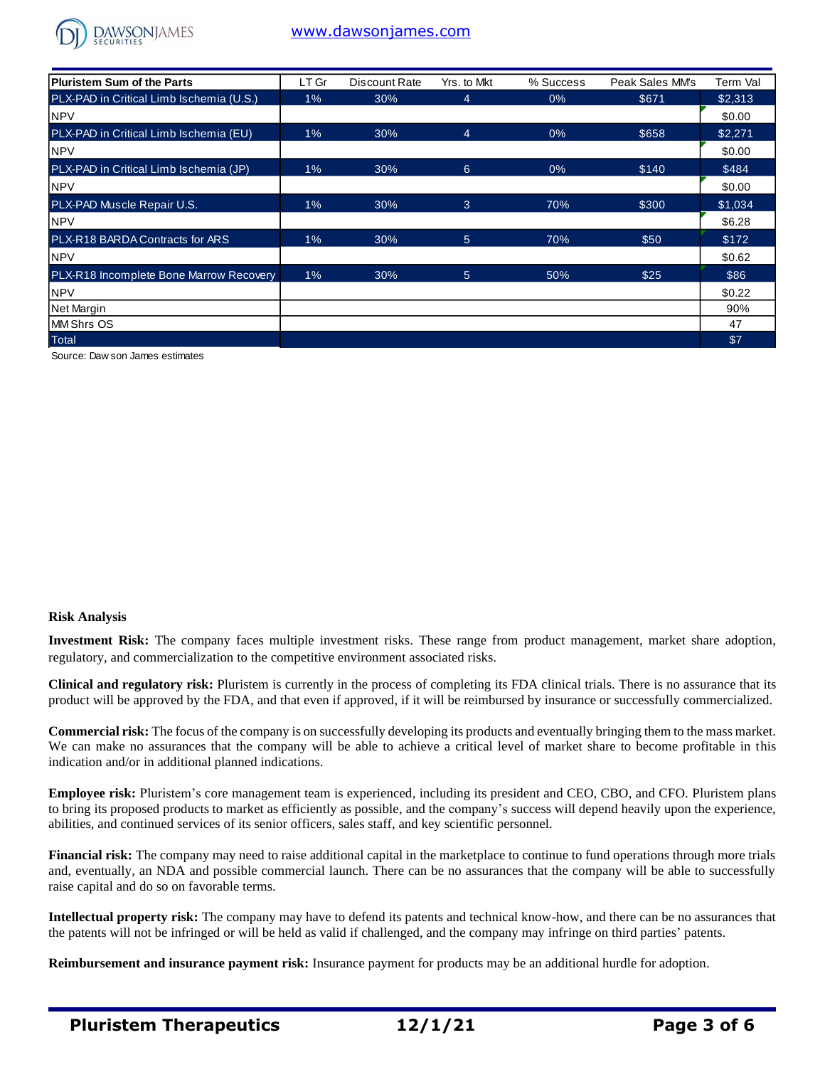| Pluristem Sum of the Parts | LT Gr | Discount Rate | Yrs. to Mkt | % Success | Peak Sales MM's | Term Val |
|---|---|---|---|---|---|---|
| PLX-PAD in Critical Limb Ischemia (U.S.) | 1% | 30% | 4 | 0% | $671 | $2,313 |
| NPV | | | | | | $0.00 |
| PLX-PAD in Critical Limb Ischemia (EU) | 1% | 30% | 4 | 0% | $658 | $2,271 |
| NPV | | | | | | $0.00 |
| PLX-PAD in Critical Limb Ischemia (JP) | 1% | 30% | 6 | 0% | $140 | $484 |
| NPV | | | | | | $0.00 |
| PLX-PAD Muscle Repair U.S. | 1% | 30% | 3 | 70% | $300 | $1,034 |
| NPV | | | | | | $6.28 |
| PLX-R18 BARDA Contracts for ARS | 1% | 30% | 5 | 70% | $50 | $172 |
| NPV | | | | | | $0.62 |
| PLX-R18 Incomplete Bone Marrow Recovery | 1% | 30% | 5 | 50% | $25 | $86 |
| NPV | | | | | | $0.22 |
| Net Margin | | | | | | 90% |
| MM Shrs OS | | | | | | 47 |
| Total | | | | | | $7 |

Source: Dawson James estimates

**Risk Analysis**

**Investment Risk:** The company faces multiple investment risks. These range from product management, market share adoption, regulatory, and commercialization to the competitive environment associated risks.

**Clinical and regulatory risk:** Pluristem is currently in the process of completing its FDA clinical trials. There is no assurance that its product will be approved by the FDA, and that even if approved, if it will be reimbursed by insurance or successfully commercialized.

**Commercial risk:** The focus of the company is on successfully developing its products and eventually bringing them to the mass market. We can make no assurances that the company will be able to achieve a critical level of market share to become profitable in this indication and/or in additional planned indications.

**Employee risk:** Pluristem's core management team is experienced, including its president and CEO, CBO, and CFO. Pluristem plans to bring its proposed products to market as efficiently as possible, and the company's success will depend heavily upon the experience, abilities, and continued services of its senior officers, sales staff, and key scientific personnel.

**Financial risk:** The company may need to raise additional capital in the marketplace to continue to fund operations through more trials and, eventually, an NDA and possible commercial launch. There can be no assurances that the company will be able to successfully raise capital and do so on favorable terms.

**Intellectual property risk:** The company may have to defend its patents and technical know-how, and there can be no assurances that the patents will not be infringed or will be held as valid if challenged, and the company may infringe on third parties' patents.

**Reimbursement and insurance payment risk:** Insurance payment for products may be an additional hurdle for adoption.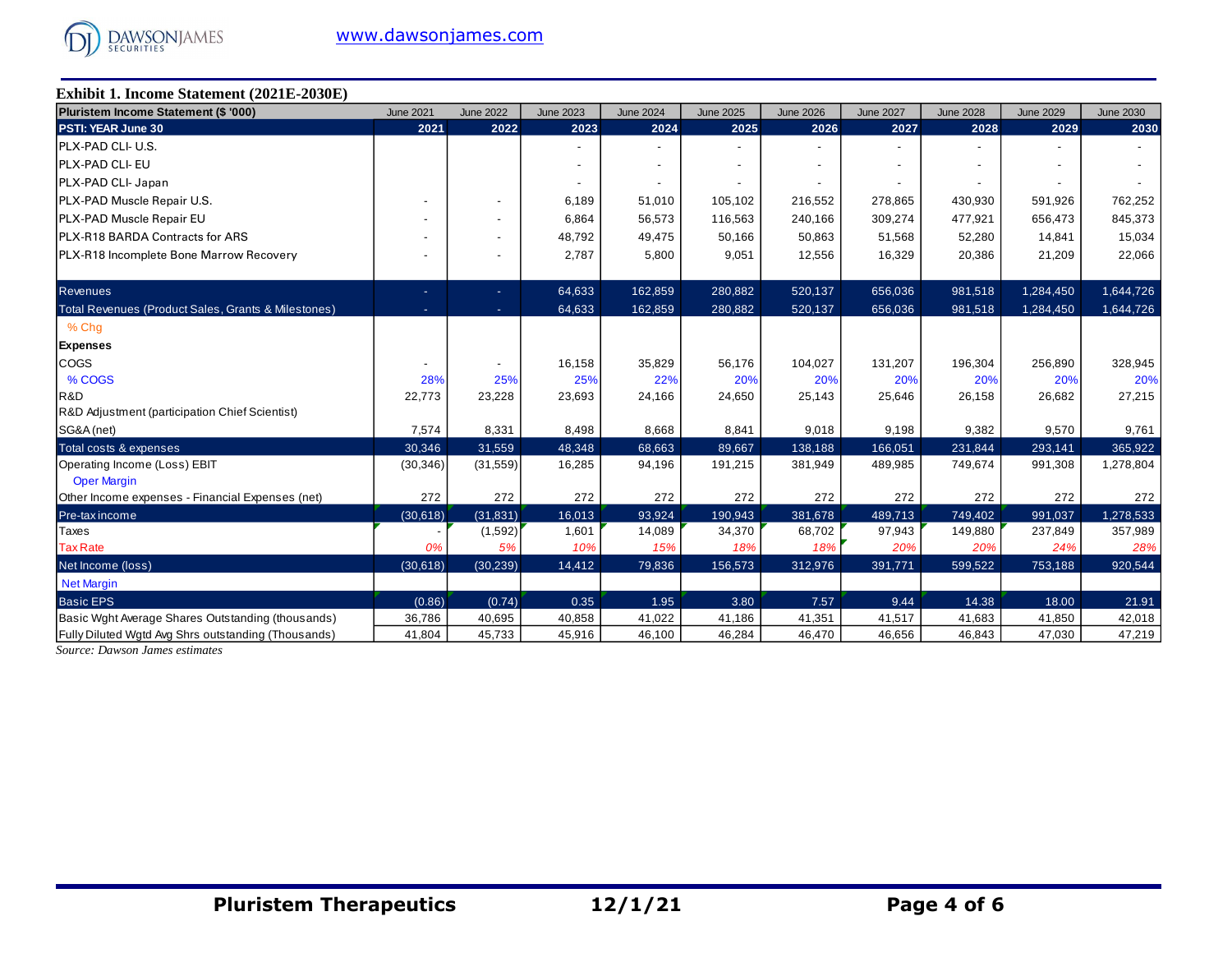### Exhibit 1. Income Statement (2021E-2030E)

| Pluristem Income Statement ($ '000) | June 2021 | June 2022 | June 2023 | June 2024 | June 2025 | June 2026 | June 2027 | June 2028 | June 2029 | June 2030 |
|---|---|---|---|---|---|---|---|---|---|---|
| **PSTI: YEAR June 30** | **2021** | **2022** | **2023** | **2024** | **2025** | **2026** | **2027** | **2028** | **2029** | **2030** |
| PLX-PAD CLI- U.S. | | | - | - | - | - | - | - | - | - |
| PLX-PAD CLI- EU | | | - | - | - | - | - | - | - | - |
| PLX-PAD CLI- Japan | | | - | - | - | - | - | - | - | - |
| PLX-PAD Muscle Repair U.S. | - | - | 6,189 | 51,010 | 105,102 | 216,552 | 278,865 | 430,930 | 591,926 | 762,252 |
| PLX-PAD Muscle Repair EU | - | - | 6,864 | 56,573 | 116,563 | 240,166 | 309,274 | 477,921 | 656,473 | 845,373 |
| PLX-R18 BARDA Contracts for ARS | - | - | 48,792 | 49,475 | 50,166 | 50,863 | 51,568 | 52,280 | 14,841 | 15,034 |
| PLX-R18 Incomplete Bone Marrow Recovery | - | - | 2,787 | 5,800 | 9,051 | 12,556 | 16,329 | 20,386 | 21,209 | 22,066 |
| Revenues | - | - | 64,633 | 162,859 | 280,882 | 520,137 | 656,036 | 981,518 | 1,284,450 | 1,644,726 |
| Total Revenues (Product Sales, Grants & Milestones) | - | - | 64,633 | 162,859 | 280,882 | 520,137 | 656,036 | 981,518 | 1,284,450 | 1,644,726 |
| % Chg | | | | | | | | | | |
| **Expenses** | | | | | | | | | | |
| COGS | - | - | 16,158 | 35,829 | 56,176 | 104,027 | 131,207 | 196,304 | 256,890 | 328,945 |
| % COGS | 28% | 25% | 25% | 22% | 20% | 20% | 20% | 20% | 20% | 20% |
| R&D | 22,773 | 23,228 | 23,693 | 24,166 | 24,650 | 25,143 | 25,646 | 26,158 | 26,682 | 27,215 |
| R&D Adjustment (participation Chief Scientist) | | | | | | | | | | |
| SG&A (net) | 7,574 | 8,331 | 8,498 | 8,668 | 8,841 | 9,018 | 9,198 | 9,382 | 9,570 | 9,761 |
| Total costs & expenses | 30,346 | 31,559 | 48,348 | 68,663 | 89,667 | 138,188 | 166,051 | 231,844 | 293,141 | 365,922 |
| Operating Income (Loss) EBIT | (30,346) | (31,559) | 16,285 | 94,196 | 191,215 | 381,949 | 489,985 | 749,674 | 991,308 | 1,278,804 |
| Oper Margin | | | | | | | | | | |
| Other Income expenses - Financial Expenses (net) | 272 | 272 | 272 | 272 | 272 | 272 | 272 | 272 | 272 | 272 |
| Pre-tax income | (30,618) | (31,831) | 16,013 | 93,924 | 190,943 | 381,678 | 489,713 | 749,402 | 991,037 | 1,278,533 |
| Taxes | - | (1,592) | 1,601 | 14,089 | 34,370 | 68,702 | 97,943 | 149,880 | 237,849 | 357,989 |
| Tax Rate | 0% | 5% | 10% | 15% | 18% | 18% | 20% | 20% | 24% | 28% |
| Net Income (loss) | (30,618) | (30,239) | 14,412 | 79,836 | 156,573 | 312,976 | 391,771 | 599,522 | 753,188 | 920,544 |
| Net Margin | | | | | | | | | | |
| Basic EPS | (0.86) | (0.74) | 0.35 | 1.95 | 3.80 | 7.57 | 9.44 | 14.38 | 18.00 | 21.91 |
| Basic Wght Average Shares Outstanding (thousands) | 36,786 | 40,695 | 40,858 | 41,022 | 41,186 | 41,351 | 41,517 | 41,683 | 41,850 | 42,018 |
| Fully Diluted Wgtd Avg Shrs outstanding (Thousands) | 41,804 | 45,733 | 45,916 | 46,100 | 46,284 | 46,470 | 46,656 | 46,843 | 47,030 | 47,219 |

*Source: Dawson James estimates*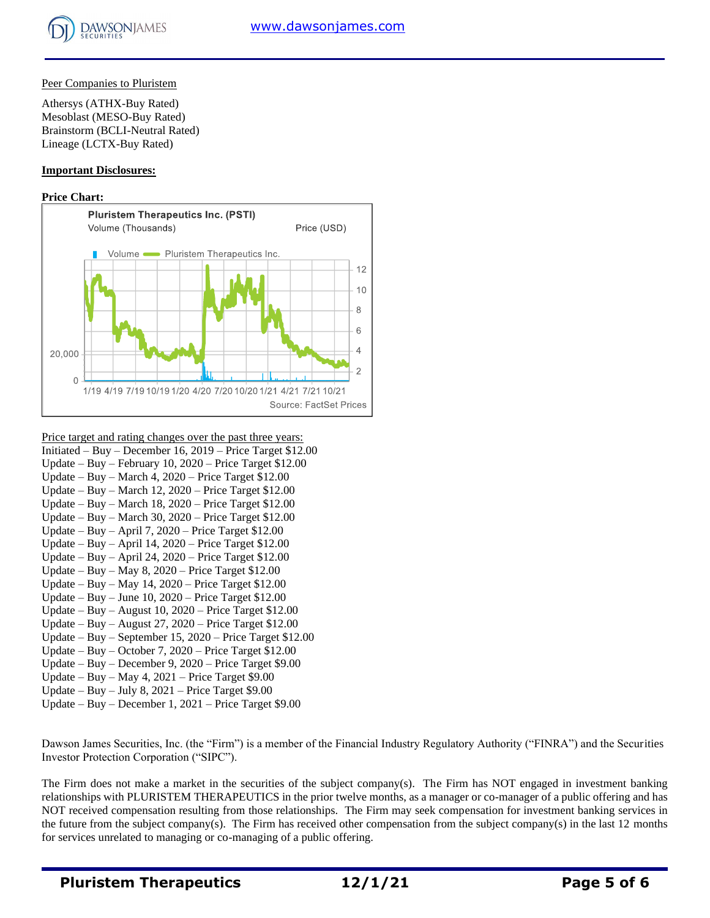Peer Companies to Pluristem

Athersys (ATHX-Buy Rated)
Mesoblast (MESO-Buy Rated)
Brainstorm (BCLI-Neutral Rated)
Lineage (LCTX-Buy Rated)

**Important Disclosures:**

**Price Chart:**

Pluristem Therapeutics Inc. (PSTI)

Volume (Thousands) Price (USD)

Volume Pluristem Therapeutics Inc.

Source: FactSet Prices

Price target and rating changes over the past three years:

Initiated – Buy – December 16, 2019 – Price Target $12.00
Update – Buy – February 10, 2020 – Price Target $12.00
Update – Buy – March 4, 2020 – Price Target $12.00
Update – Buy – March 12, 2020 – Price Target $12.00
Update – Buy – March 18, 2020 – Price Target $12.00
Update – Buy – March 30, 2020 – Price Target $12.00
Update – Buy – April 7, 2020 – Price Target $12.00
Update – Buy – April 14, 2020 – Price Target $12.00
Update – Buy – April 24, 2020 – Price Target $12.00
Update – Buy – May 8, 2020 – Price Target $12.00
Update – Buy – May 14, 2020 – Price Target $12.00
Update – Buy – June 10, 2020 – Price Target $12.00
Update – Buy – August 10, 2020 – Price Target $12.00
Update – Buy – August 27, 2020 – Price Target $12.00
Update – Buy – September 15, 2020 – Price Target $12.00
Update – Buy – October 7, 2020 – Price Target $12.00
Update – Buy – December 9, 2020 – Price Target $9.00
Update – Buy – May 4, 2021 – Price Target $9.00
Update – Buy – July 8, 2021 – Price Target $9.00
Update – Buy – December 1, 2021 – Price Target $9.00

Dawson James Securities, Inc. (the "Firm") is a member of the Financial Industry Regulatory Authority ("FINRA") and the Securities Investor Protection Corporation ("SIPC").

The Firm does not make a market in the securities of the subject company(s). The Firm has NOT engaged in investment banking relationships with PLURISTEM THERAPEUTICS in the prior twelve months, as a manager or co-manager of a public offering and has NOT received compensation resulting from those relationships. The Firm may seek compensation for investment banking services in the future from the subject company(s). The Firm has received other compensation from the subject company(s) in the last 12 months for services unrelated to managing or co-managing of a public offering.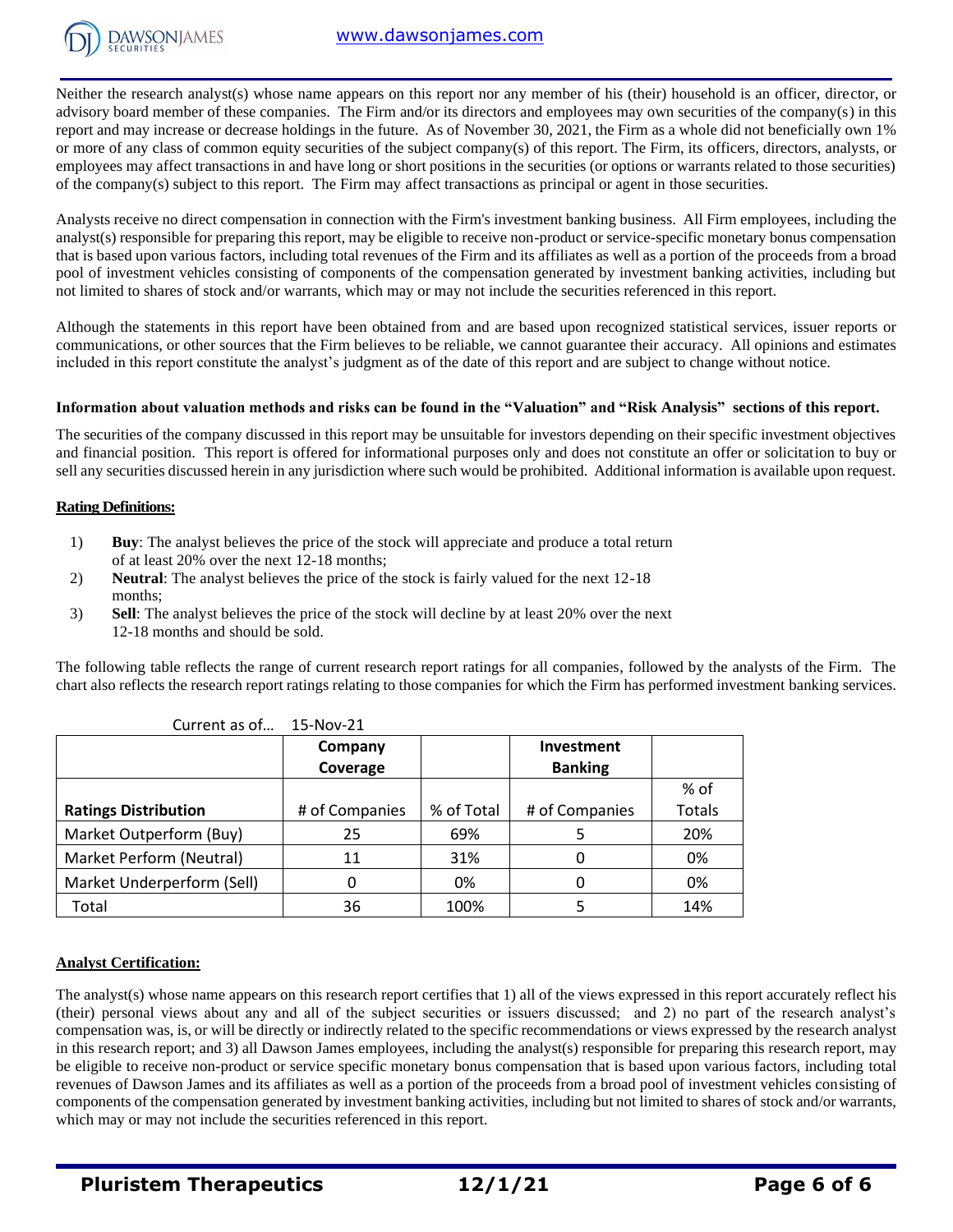Neither the research analyst(s) whose name appears on this report nor any member of his (their) household is an officer, director, or advisory board member of these companies. The Firm and/or its directors and employees may own securities of the company(s) in this report and may increase or decrease holdings in the future. As of November 30, 2021, the Firm as a whole did not beneficially own 1% or more of any class of common equity securities of the subject company(s) of this report. The Firm, its officers, directors, analysts, or employees may affect transactions in and have long or short positions in the securities (or options or warrants related to those securities) of the company(s) subject to this report. The Firm may affect transactions as principal or agent in those securities.

Analysts receive no direct compensation in connection with the Firm's investment banking business. All Firm employees, including the analyst(s) responsible for preparing this report, may be eligible to receive non-product or service-specific monetary bonus compensation that is based upon various factors, including total revenues of the Firm and its affiliates as well as a portion of the proceeds from a broad pool of investment vehicles consisting of components of the compensation generated by investment banking activities, including but not limited to shares of stock and/or warrants, which may or may not include the securities referenced in this report.

Although the statements in this report have been obtained from and are based upon recognized statistical services, issuer reports or communications, or other sources that the Firm believes to be reliable, we cannot guarantee their accuracy. All opinions and estimates included in this report constitute the analyst's judgment as of the date of this report and are subject to change without notice.

**Information about valuation methods and risks can be found in the "Valuation" and "Risk Analysis" sections of this report.**

The securities of the company discussed in this report may be unsuitable for investors depending on their specific investment objectives and financial position. This report is offered for informational purposes only and does not constitute an offer or solicitation to buy or sell any securities discussed herein in any jurisdiction where such would be prohibited. Additional information is available upon request.

**Rating Definitions:**

1) **Buy**: The analyst believes the price of the stock will appreciate and produce a total return of at least 20% over the next 12-18 months;
2) **Neutral**: The analyst believes the price of the stock is fairly valued for the next 12-18 months;
3) **Sell**: The analyst believes the price of the stock will decline by at least 20% over the next 12-18 months and should be sold.

The following table reflects the range of current research report ratings for all companies, followed by the analysts of the Firm. The chart also reflects the research report ratings relating to those companies for which the Firm has performed investment banking services.

Current as of... 15-Nov-21

| | Company Coverage | | Investment Banking | |
|---|---|---|---|---|
| **Ratings Distribution** | # of Companies | % of Total | # of Companies | % of Totals |
| Market Outperform (Buy) | 25 | 69% | 5 | 20% |
| Market Perform (Neutral) | 11 | 31% | 0 | 0% |
| Market Underperform (Sell) | 0 | 0% | 0 | 0% |
| Total | 36 | 100% | 5 | 14% |

**Analyst Certification:**

The analyst(s) whose name appears on this research report certifies that 1) all of the views expressed in this report accurately reflect his (their) personal views about any and all of the subject securities or issuers discussed; and 2) no part of the research analyst's compensation was, is, or will be directly or indirectly related to the specific recommendations or views expressed by the research analyst in this research report; and 3) all Dawson James employees, including the analyst(s) responsible for preparing this research report, may be eligible to receive non-product or service specific monetary bonus compensation that is based upon various factors, including total revenues of Dawson James and its affiliates as well as a portion of the proceeds from a broad pool of investment vehicles consisting of components of the compensation generated by investment banking activities, including but not limited to shares of stock and/or warrants, which may or may not include the securities referenced in this report.